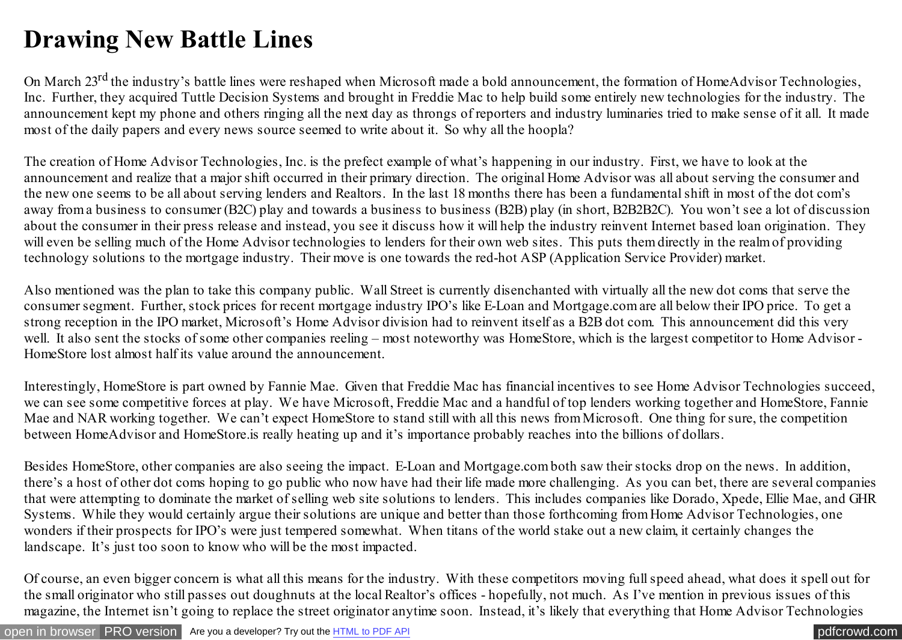# Drawing New Battle Lines

On March 23rd the industry's battle lines were reshaped when Microsoft made a bold announcement, the formation of HomeAdvisor Technologies, Inc. Further, they acquired Tuttle Decision Systems and brought in Freddie Mac to help build some entirely new technologies for the industry. The announcement kept my phone and others ringing all the next day as throngs of reporters and industry luminaries tried to make sense of it all. It made most of the daily papers and every news source seemed to write about it. So why all the hoopla?

The creation of Home Advisor Technologies, Inc. is the prefect example of what's happening in our industry. First, we have to look at the announcement and realize that a major shift occurred in their primary direction. The original Home Advisor was all about serving the consumer and the new one seems to be all about serving lenders and Realtors. In the last 18 months there has been a fundamental shift in most of the dot com's away from a business to consumer (B2C) play and towards a business to business (B2B) play (in short, B2B2B2C). You won't see a lot of discussion about the consumer in their press release and instead, you see it discuss how it will help the industry reinvent Internet based loan origination. They will even be selling much of the Home Advisor technologies to lenders for their own web sites. This puts them directly in the realm of providing technology solutions to the mortgage industry. Their move is one towards the red-hot ASP (Application Service Provider) market.

Also mentioned was the plan to take this company public. Wall Street is currently disenchanted with virtually all the new dot coms that serve the consumer segment. Further, stock prices for recent mortgage industry IPO's like E-Loan and Mortgage.com are all below their IPO price. To get a strong reception in the IPO market, Microsoft's Home Advisor division had to reinvent itself as a B2B dot com. This announcement did this very well. It also sent the stocks of some other companies reeling – most noteworthy was HomeStore, which is the largest competitor to Home Advisor - HomeStore lost almost half its value around the announcement.

Interestingly, HomeStore is part owned by Fannie Mae. Given that Freddie Mac has financial incentives to see Home Advisor Technologies succeed, we can see some competitive forces at play. We have Microsoft, Freddie Mac and a handful of top lenders working together and HomeStore, Fannie Mae and NAR working together. We can't expect HomeStore to stand still with all this news from Microsoft. One thing for sure, the competition between HomeAdvisor and HomeStore.is really heating up and it's importance probably reaches into the billions of dollars.

Besides HomeStore, other companies are also seeing the impact. E-Loan and Mortgage.com both saw their stocks drop on the news. In addition, there's a host of other dot coms hoping to go public who now have had their life made more challenging. As you can bet, there are several companies that were attempting to dominate the market of selling web site solutions to lenders. This includes companies like Dorado, Xpede, Ellie Mae, and GHR Systems. While they would certainly argue their solutions are unique and better than those forthcoming from Home Advisor Technologies, one wonders if their prospects for IPO's were just tempered somewhat. When titans of the world stake out a new claim, it certainly changes the landscape. It's just too soon to know who will be the most impacted.

Of course, an even bigger concern is what all this means for the industry. With these competitors moving full speed ahead, what does it spell out for the small originator who still passes out doughnuts at the local Realtor's offices - hopefully, not much. As I've mention in previous issues of this magazine, the Internet isn't going to replace the street originator anytime soon. Instead, it's likely that everything that Home Advisor Technologies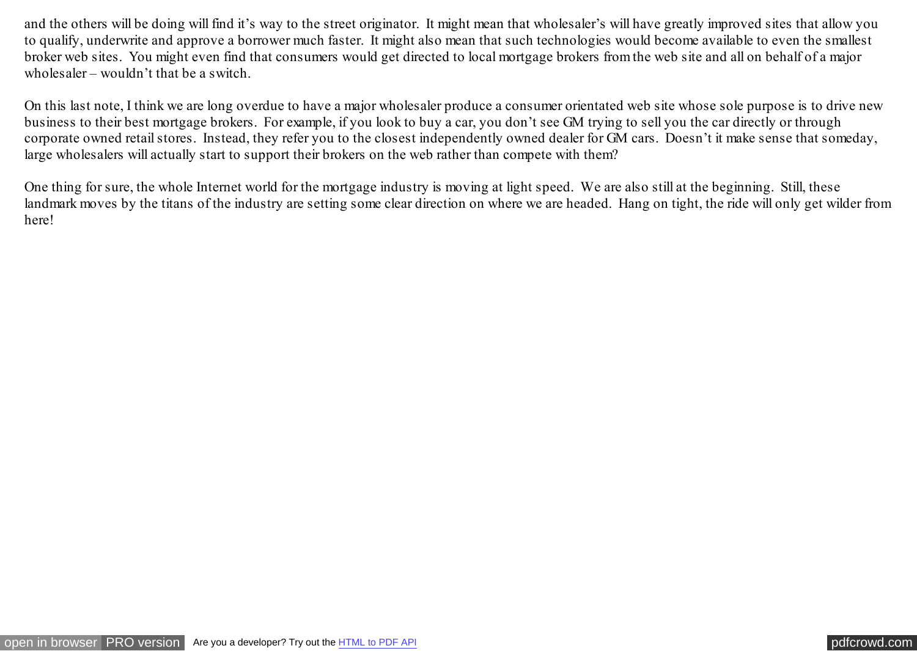and the others will be doing will find it's way to the street originator. It might mean that wholesaler's will have greatly improved sites that allow you to qualify, underwrite and approve a borrower much faster. It might also mean that such technologies would become available to even the smallest broker web sites. You might even find that consumers would get directed to local mortgage brokers from the web site and all on behalf of a major wholesaler – wouldn't that be a switch.

On this last note, I think we are long overdue to have a major wholesaler produce a consumer orientated web site whose sole purpose is to drive new business to their best mortgage brokers. For example, if you look to buy a car, you don't see GM trying to sell you the car directly or through corporate owned retail stores. Instead, they refer you to the closest independently owned dealer for GM cars. Doesn't it make sense that someday, large wholesalers will actually start to support their brokers on the web rather than compete with them?

One thing for sure, the whole Internet world for the mortgage industry is moving at light speed. We are also still at the beginning. Still, these landmark moves by the titans of the industry are setting some clear direction on where we are headed. Hang on tight, the ride will only get wilder from here!